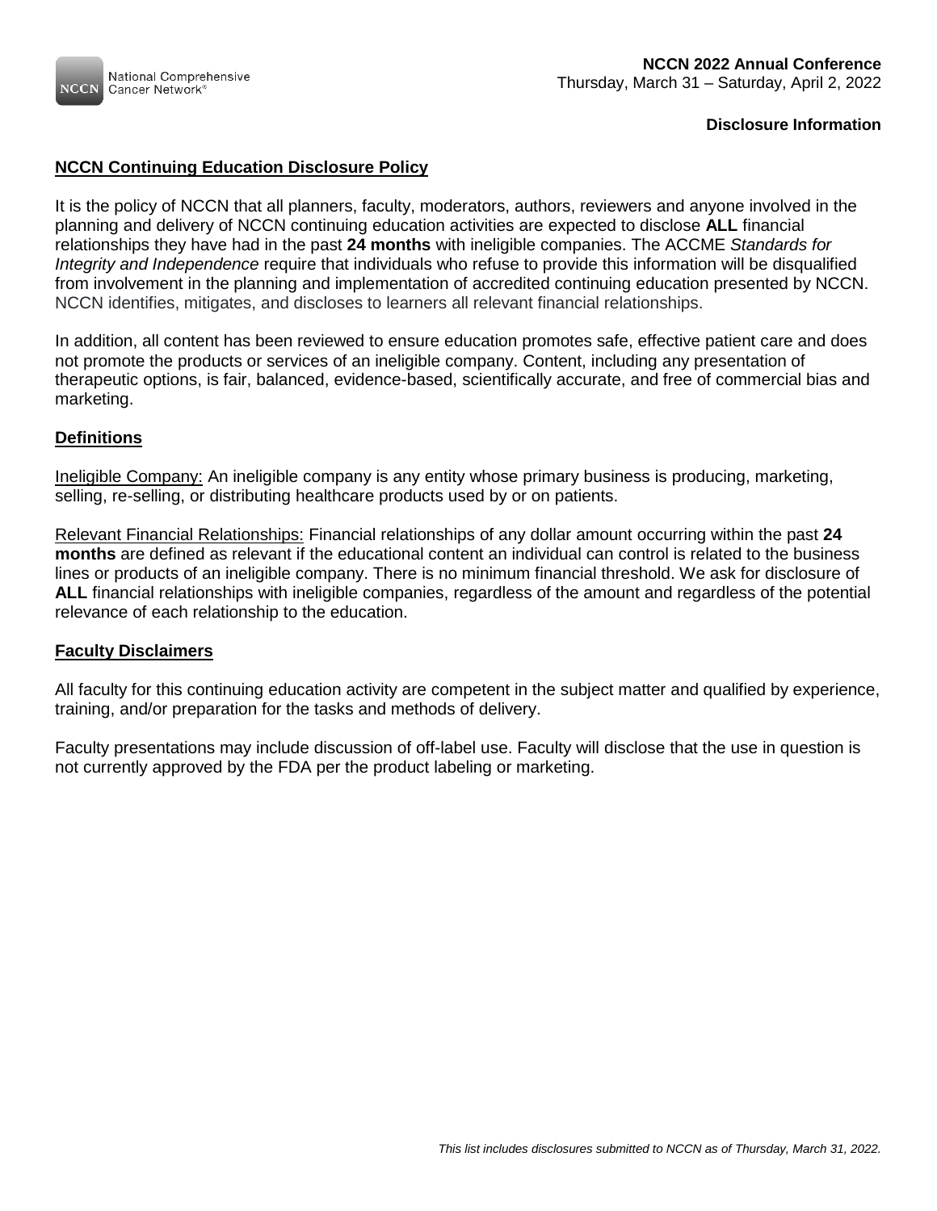National Comprehensive Cancer Network®

**NCCN 2022 Annual Conference**
Thursday, March 31 – Saturday, April 2, 2022

**Disclosure Information**

## NCCN Continuing Education Disclosure Policy

It is the policy of NCCN that all planners, faculty, moderators, authors, reviewers and anyone involved in the planning and delivery of NCCN continuing education activities are expected to disclose **ALL** financial relationships they have had in the past **24 months** with ineligible companies. The ACCME *Standards for Integrity and Independence* require that individuals who refuse to provide this information will be disqualified from involvement in the planning and implementation of accredited continuing education presented by NCCN. NCCN identifies, mitigates, and discloses to learners all relevant financial relationships.

In addition, all content has been reviewed to ensure education promotes safe, effective patient care and does not promote the products or services of an ineligible company. Content, including any presentation of therapeutic options, is fair, balanced, evidence-based, scientifically accurate, and free of commercial bias and marketing.

## Definitions

Ineligible Company: An ineligible company is any entity whose primary business is producing, marketing, selling, re-selling, or distributing healthcare products used by or on patients.

Relevant Financial Relationships: Financial relationships of any dollar amount occurring within the past **24 months** are defined as relevant if the educational content an individual can control is related to the business lines or products of an ineligible company. There is no minimum financial threshold. We ask for disclosure of **ALL** financial relationships with ineligible companies, regardless of the amount and regardless of the potential relevance of each relationship to the education.

## Faculty Disclaimers

All faculty for this continuing education activity are competent in the subject matter and qualified by experience, training, and/or preparation for the tasks and methods of delivery.

Faculty presentations may include discussion of off-label use. Faculty will disclose that the use in question is not currently approved by the FDA per the product labeling or marketing.

*This list includes disclosures submitted to NCCN as of Thursday, March 31, 2022.*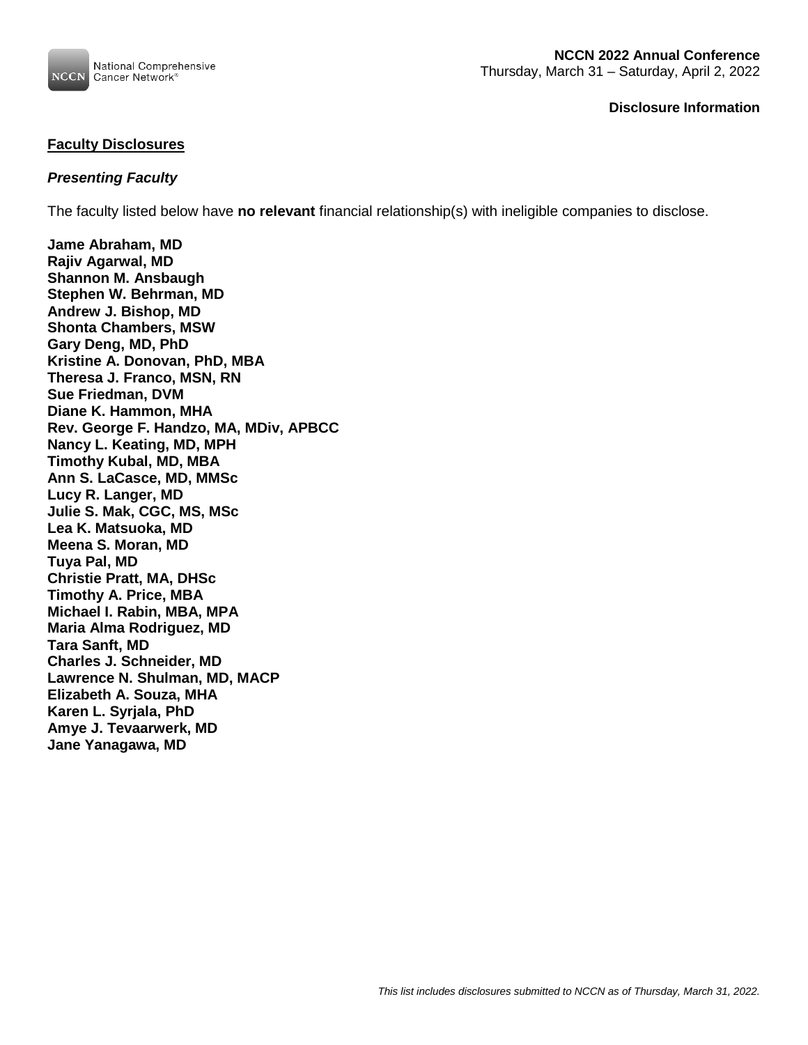**Disclosure Information**

## Faculty Disclosures

### *Presenting Faculty*

The faculty listed below have **no relevant** financial relationship(s) with ineligible companies to disclose.

**Jame Abraham, MD**
**Rajiv Agarwal, MD**
**Shannon M. Ansbaugh**
**Stephen W. Behrman, MD**
**Andrew J. Bishop, MD**
**Shonta Chambers, MSW**
**Gary Deng, MD, PhD**
**Kristine A. Donovan, PhD, MBA**
**Theresa J. Franco, MSN, RN**
**Sue Friedman, DVM**
**Diane K. Hammon, MHA**
**Rev. George F. Handzo, MA, MDiv, APBCC**
**Nancy L. Keating, MD, MPH**
**Timothy Kubal, MD, MBA**
**Ann S. LaCasce, MD, MMSc**
**Lucy R. Langer, MD**
**Julie S. Mak, CGC, MS, MSc**
**Lea K. Matsuoka, MD**
**Meena S. Moran, MD**
**Tuya Pal, MD**
**Christie Pratt, MA, DHSc**
**Timothy A. Price, MBA**
**Michael I. Rabin, MBA, MPA**
**Maria Alma Rodriguez, MD**
**Tara Sanft, MD**
**Charles J. Schneider, MD**
**Lawrence N. Shulman, MD, MACP**
**Elizabeth A. Souza, MHA**
**Karen L. Syrjala, PhD**
**Amye J. Tevaarwerk, MD**
**Jane Yanagawa, MD**

*This list includes disclosures submitted to NCCN as of Thursday, March 31, 2022.*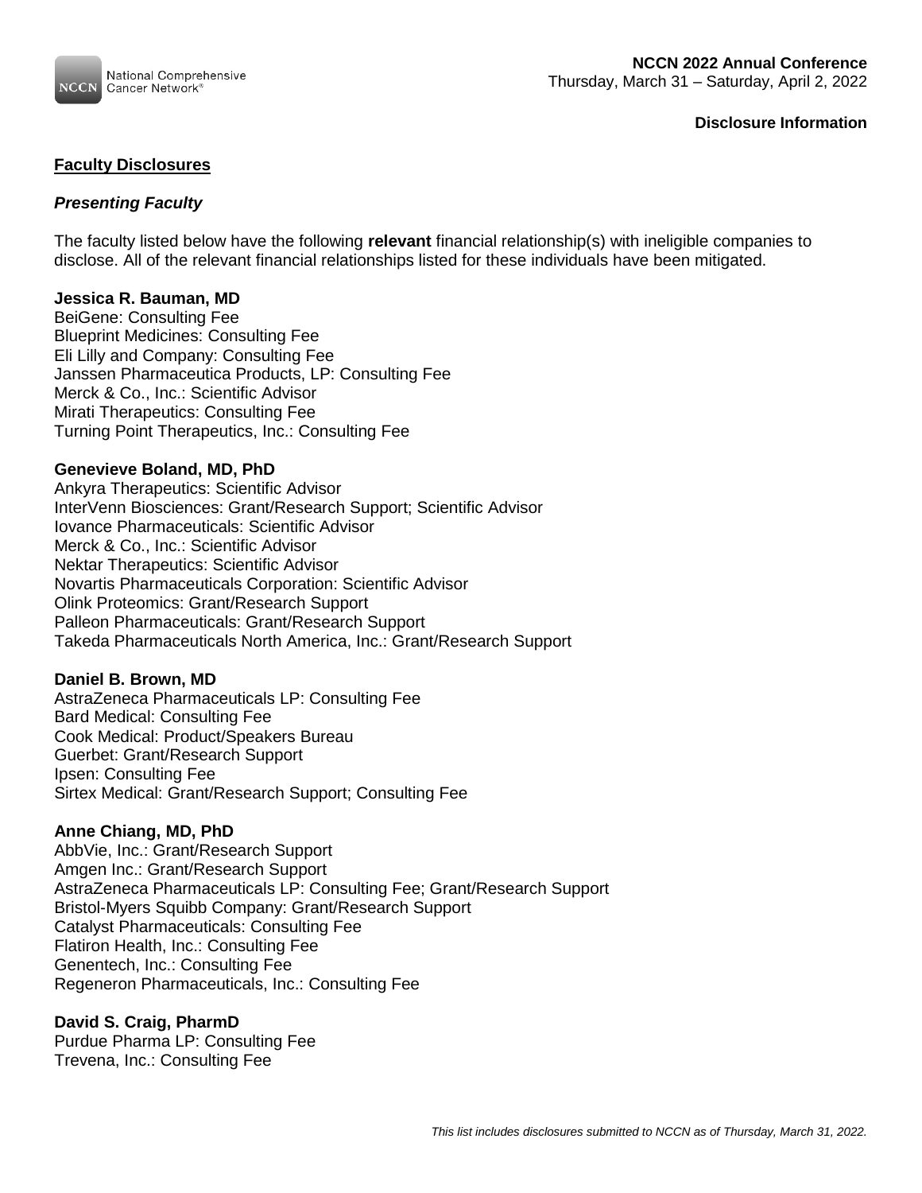**Disclosure Information**

## Faculty Disclosures

### *Presenting Faculty*

The faculty listed below have the following **relevant** financial relationship(s) with ineligible companies to disclose. All of the relevant financial relationships listed for these individuals have been mitigated.

**Jessica R. Bauman, MD**
BeiGene: Consulting Fee
Blueprint Medicines: Consulting Fee
Eli Lilly and Company: Consulting Fee
Janssen Pharmaceutica Products, LP: Consulting Fee
Merck & Co., Inc.: Scientific Advisor
Mirati Therapeutics: Consulting Fee
Turning Point Therapeutics, Inc.: Consulting Fee

**Genevieve Boland, MD, PhD**
Ankyra Therapeutics: Scientific Advisor
InterVenn Biosciences: Grant/Research Support; Scientific Advisor
Iovance Pharmaceuticals: Scientific Advisor
Merck & Co., Inc.: Scientific Advisor
Nektar Therapeutics: Scientific Advisor
Novartis Pharmaceuticals Corporation: Scientific Advisor
Olink Proteomics: Grant/Research Support
Palleon Pharmaceuticals: Grant/Research Support
Takeda Pharmaceuticals North America, Inc.: Grant/Research Support

**Daniel B. Brown, MD**
AstraZeneca Pharmaceuticals LP: Consulting Fee
Bard Medical: Consulting Fee
Cook Medical: Product/Speakers Bureau
Guerbet: Grant/Research Support
Ipsen: Consulting Fee
Sirtex Medical: Grant/Research Support; Consulting Fee

**Anne Chiang, MD, PhD**
AbbVie, Inc.: Grant/Research Support
Amgen Inc.: Grant/Research Support
AstraZeneca Pharmaceuticals LP: Consulting Fee; Grant/Research Support
Bristol-Myers Squibb Company: Grant/Research Support
Catalyst Pharmaceuticals: Consulting Fee
Flatiron Health, Inc.: Consulting Fee
Genentech, Inc.: Consulting Fee
Regeneron Pharmaceuticals, Inc.: Consulting Fee

**David S. Craig, PharmD**
Purdue Pharma LP: Consulting Fee
Trevena, Inc.: Consulting Fee

*This list includes disclosures submitted to NCCN as of Thursday, March 31, 2022.*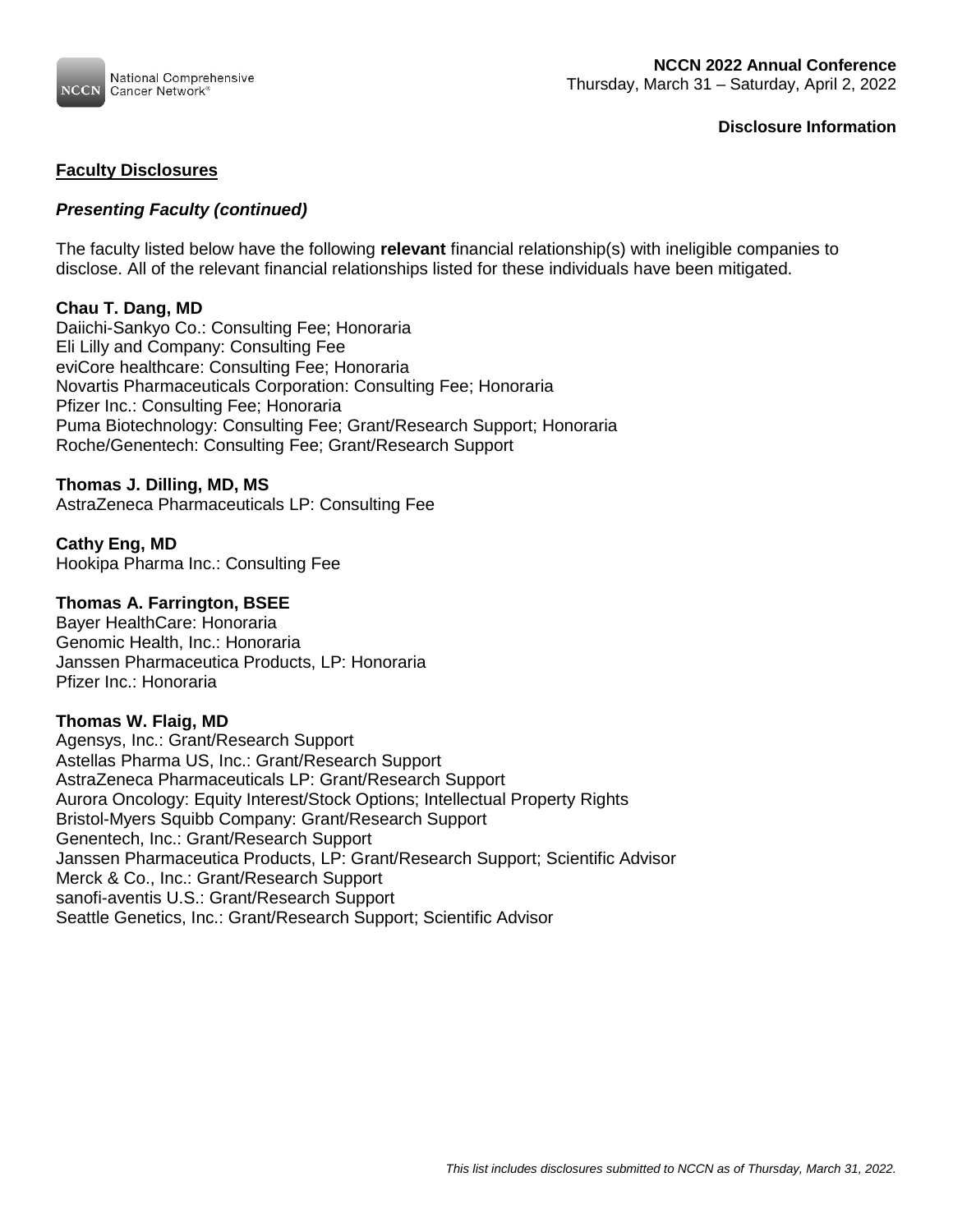## Faculty Disclosures

### *Presenting Faculty (continued)*

The faculty listed below have the following **relevant** financial relationship(s) with ineligible companies to disclose. All of the relevant financial relationships listed for these individuals have been mitigated.

**Chau T. Dang, MD**
Daiichi-Sankyo Co.: Consulting Fee; Honoraria
Eli Lilly and Company: Consulting Fee
eviCore healthcare: Consulting Fee; Honoraria
Novartis Pharmaceuticals Corporation: Consulting Fee; Honoraria
Pfizer Inc.: Consulting Fee; Honoraria
Puma Biotechnology: Consulting Fee; Grant/Research Support; Honoraria
Roche/Genentech: Consulting Fee; Grant/Research Support

**Thomas J. Dilling, MD, MS**
AstraZeneca Pharmaceuticals LP: Consulting Fee

**Cathy Eng, MD**
Hookipa Pharma Inc.: Consulting Fee

**Thomas A. Farrington, BSEE**
Bayer HealthCare: Honoraria
Genomic Health, Inc.: Honoraria
Janssen Pharmaceutica Products, LP: Honoraria
Pfizer Inc.: Honoraria

**Thomas W. Flaig, MD**
Agensys, Inc.: Grant/Research Support
Astellas Pharma US, Inc.: Grant/Research Support
AstraZeneca Pharmaceuticals LP: Grant/Research Support
Aurora Oncology: Equity Interest/Stock Options; Intellectual Property Rights
Bristol-Myers Squibb Company: Grant/Research Support
Genentech, Inc.: Grant/Research Support
Janssen Pharmaceutica Products, LP: Grant/Research Support; Scientific Advisor
Merck & Co., Inc.: Grant/Research Support
sanofi-aventis U.S.: Grant/Research Support
Seattle Genetics, Inc.: Grant/Research Support; Scientific Advisor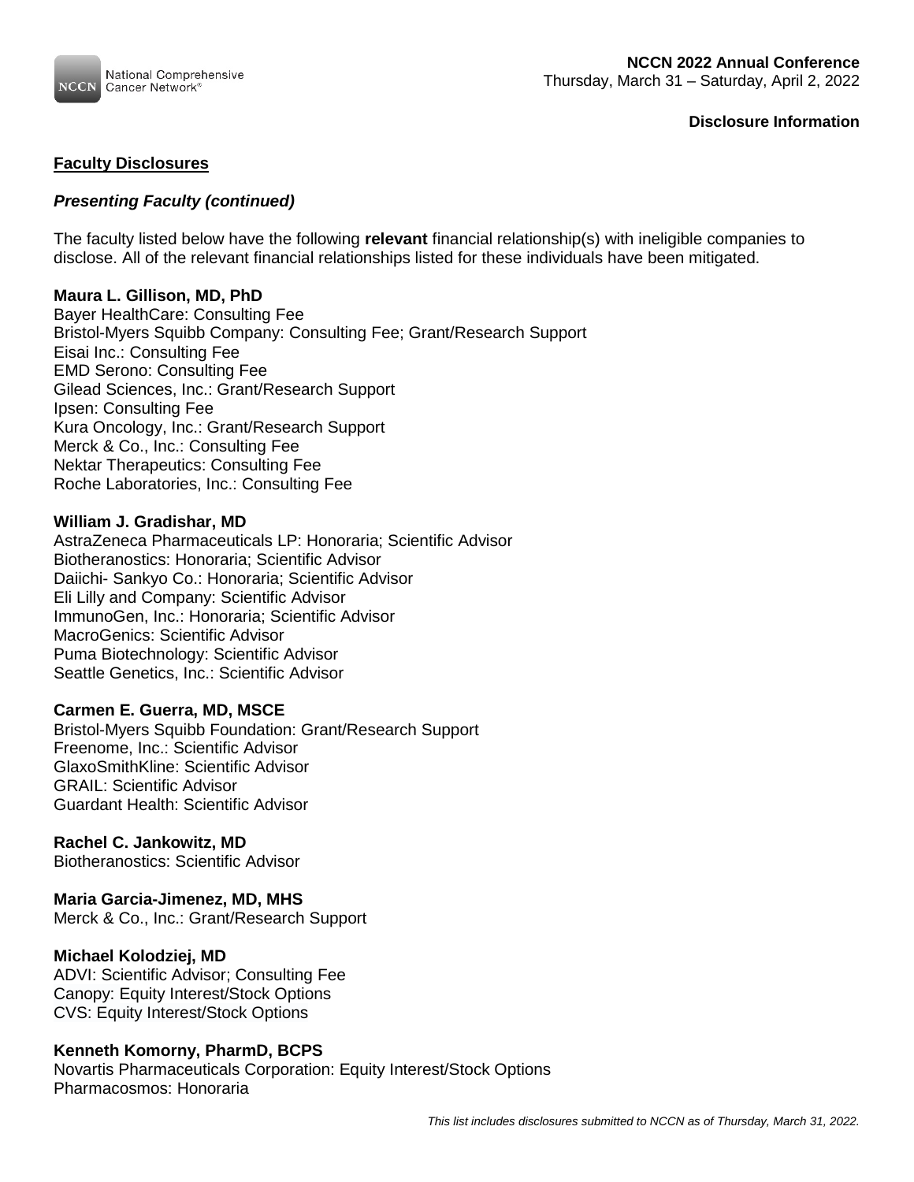## Faculty Disclosures

### *Presenting Faculty (continued)*

The faculty listed below have the following **relevant** financial relationship(s) with ineligible companies to disclose. All of the relevant financial relationships listed for these individuals have been mitigated.

**Maura L. Gillison, MD, PhD**
Bayer HealthCare: Consulting Fee
Bristol-Myers Squibb Company: Consulting Fee; Grant/Research Support
Eisai Inc.: Consulting Fee
EMD Serono: Consulting Fee
Gilead Sciences, Inc.: Grant/Research Support
Ipsen: Consulting Fee
Kura Oncology, Inc.: Grant/Research Support
Merck & Co., Inc.: Consulting Fee
Nektar Therapeutics: Consulting Fee
Roche Laboratories, Inc.: Consulting Fee

**William J. Gradishar, MD**
AstraZeneca Pharmaceuticals LP: Honoraria; Scientific Advisor
Biotheranostics: Honoraria; Scientific Advisor
Daiichi- Sankyo Co.: Honoraria; Scientific Advisor
Eli Lilly and Company: Scientific Advisor
ImmunoGen, Inc.: Honoraria; Scientific Advisor
MacroGenics: Scientific Advisor
Puma Biotechnology: Scientific Advisor
Seattle Genetics, Inc.: Scientific Advisor

**Carmen E. Guerra, MD, MSCE**
Bristol-Myers Squibb Foundation: Grant/Research Support
Freenome, Inc.: Scientific Advisor
GlaxoSmithKline: Scientific Advisor
GRAIL: Scientific Advisor
Guardant Health: Scientific Advisor

**Rachel C. Jankowitz, MD**
Biotheranostics: Scientific Advisor

**Maria Garcia-Jimenez, MD, MHS**
Merck & Co., Inc.: Grant/Research Support

**Michael Kolodziej, MD**
ADVI: Scientific Advisor; Consulting Fee
Canopy: Equity Interest/Stock Options
CVS: Equity Interest/Stock Options

**Kenneth Komorny, PharmD, BCPS**
Novartis Pharmaceuticals Corporation: Equity Interest/Stock Options
Pharmacosmos: Honoraria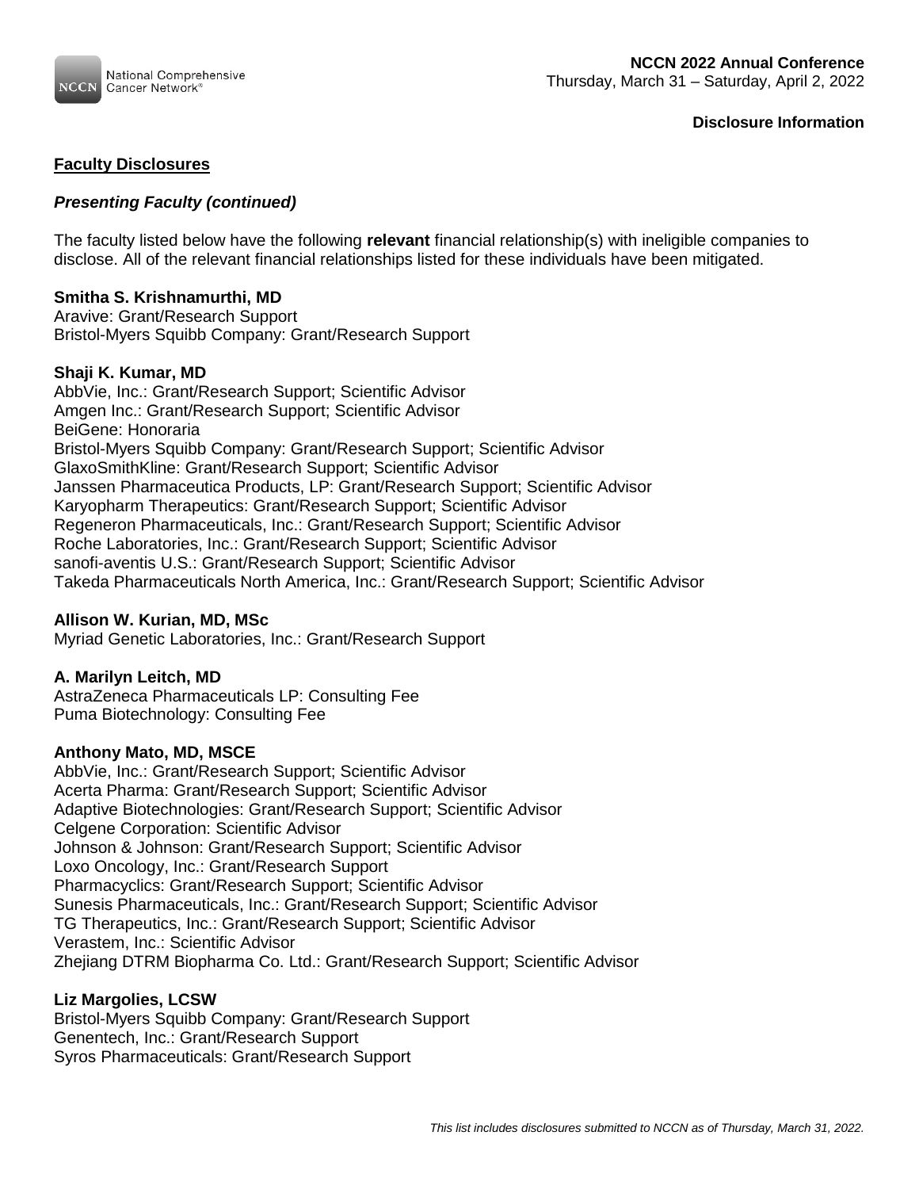**Disclosure Information**

## Faculty Disclosures

### *Presenting Faculty (continued)*

The faculty listed below have the following **relevant** financial relationship(s) with ineligible companies to disclose. All of the relevant financial relationships listed for these individuals have been mitigated.

**Smitha S. Krishnamurthi, MD**
Aravive: Grant/Research Support
Bristol-Myers Squibb Company: Grant/Research Support

**Shaji K. Kumar, MD**
AbbVie, Inc.: Grant/Research Support; Scientific Advisor
Amgen Inc.: Grant/Research Support; Scientific Advisor
BeiGene: Honoraria
Bristol-Myers Squibb Company: Grant/Research Support; Scientific Advisor
GlaxoSmithKline: Grant/Research Support; Scientific Advisor
Janssen Pharmaceutica Products, LP: Grant/Research Support; Scientific Advisor
Karyopharm Therapeutics: Grant/Research Support; Scientific Advisor
Regeneron Pharmaceuticals, Inc.: Grant/Research Support; Scientific Advisor
Roche Laboratories, Inc.: Grant/Research Support; Scientific Advisor
sanofi-aventis U.S.: Grant/Research Support; Scientific Advisor
Takeda Pharmaceuticals North America, Inc.: Grant/Research Support; Scientific Advisor

**Allison W. Kurian, MD, MSc**
Myriad Genetic Laboratories, Inc.: Grant/Research Support

**A. Marilyn Leitch, MD**
AstraZeneca Pharmaceuticals LP: Consulting Fee
Puma Biotechnology: Consulting Fee

**Anthony Mato, MD, MSCE**
AbbVie, Inc.: Grant/Research Support; Scientific Advisor
Acerta Pharma: Grant/Research Support; Scientific Advisor
Adaptive Biotechnologies: Grant/Research Support; Scientific Advisor
Celgene Corporation: Scientific Advisor
Johnson & Johnson: Grant/Research Support; Scientific Advisor
Loxo Oncology, Inc.: Grant/Research Support
Pharmacyclics: Grant/Research Support; Scientific Advisor
Sunesis Pharmaceuticals, Inc.: Grant/Research Support; Scientific Advisor
TG Therapeutics, Inc.: Grant/Research Support; Scientific Advisor
Verastem, Inc.: Scientific Advisor
Zhejiang DTRM Biopharma Co. Ltd.: Grant/Research Support; Scientific Advisor

**Liz Margolies, LCSW**
Bristol-Myers Squibb Company: Grant/Research Support
Genentech, Inc.: Grant/Research Support
Syros Pharmaceuticals: Grant/Research Support

*This list includes disclosures submitted to NCCN as of Thursday, March 31, 2022.*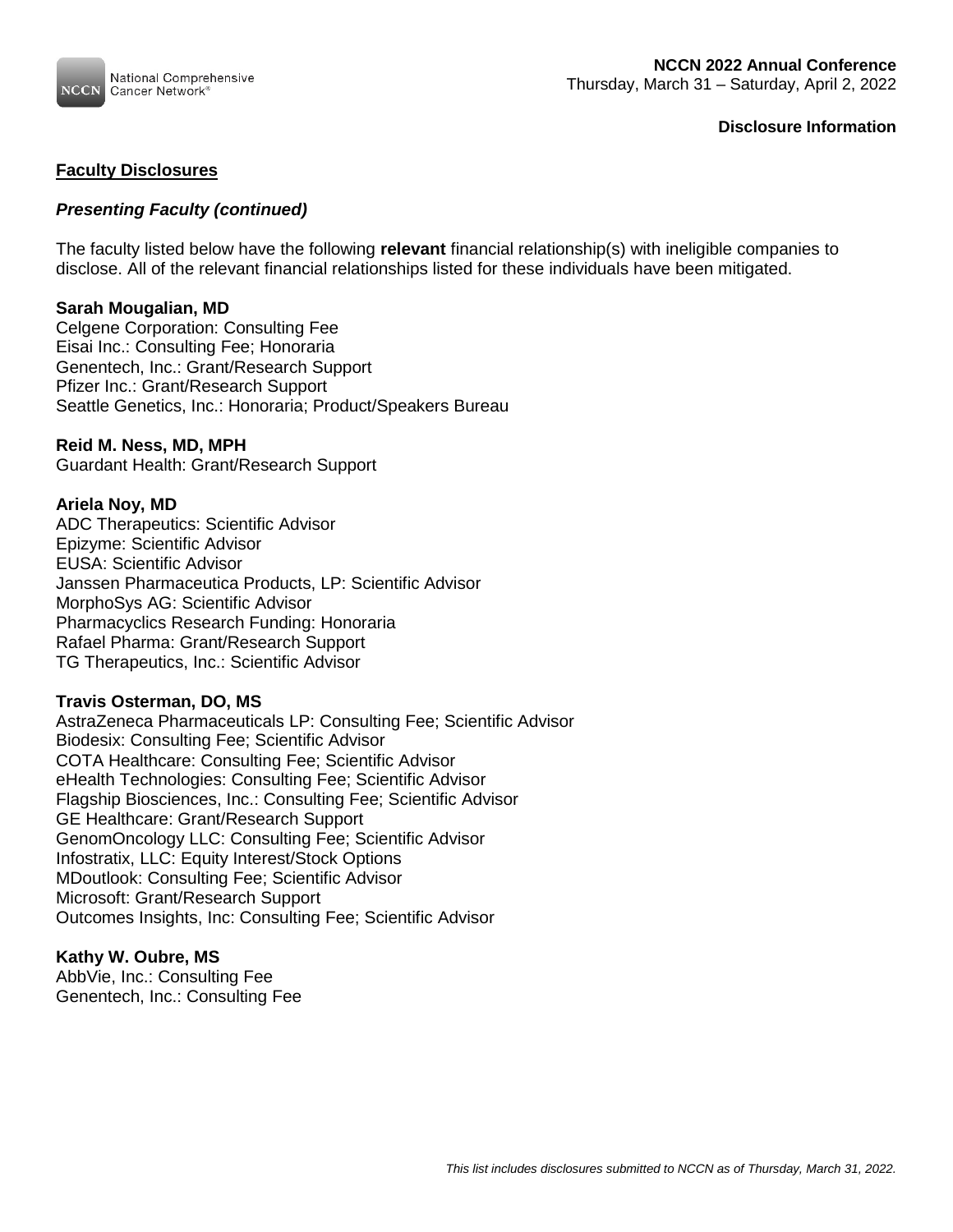## Faculty Disclosures

### *Presenting Faculty (continued)*

The faculty listed below have the following **relevant** financial relationship(s) with ineligible companies to disclose. All of the relevant financial relationships listed for these individuals have been mitigated.

**Sarah Mougalian, MD**
Celgene Corporation: Consulting Fee
Eisai Inc.: Consulting Fee; Honoraria
Genentech, Inc.: Grant/Research Support
Pfizer Inc.: Grant/Research Support
Seattle Genetics, Inc.: Honoraria; Product/Speakers Bureau

**Reid M. Ness, MD, MPH**
Guardant Health: Grant/Research Support

**Ariela Noy, MD**
ADC Therapeutics: Scientific Advisor
Epizyme: Scientific Advisor
EUSA: Scientific Advisor
Janssen Pharmaceutica Products, LP: Scientific Advisor
MorphoSys AG: Scientific Advisor
Pharmacyclics Research Funding: Honoraria
Rafael Pharma: Grant/Research Support
TG Therapeutics, Inc.: Scientific Advisor

**Travis Osterman, DO, MS**
AstraZeneca Pharmaceuticals LP: Consulting Fee; Scientific Advisor
Biodesix: Consulting Fee; Scientific Advisor
COTA Healthcare: Consulting Fee; Scientific Advisor
eHealth Technologies: Consulting Fee; Scientific Advisor
Flagship Biosciences, Inc.: Consulting Fee; Scientific Advisor
GE Healthcare: Grant/Research Support
GenomOncology LLC: Consulting Fee; Scientific Advisor
Infostratix, LLC: Equity Interest/Stock Options
MDoutlook: Consulting Fee; Scientific Advisor
Microsoft: Grant/Research Support
Outcomes Insights, Inc: Consulting Fee; Scientific Advisor

**Kathy W. Oubre, MS**
AbbVie, Inc.: Consulting Fee
Genentech, Inc.: Consulting Fee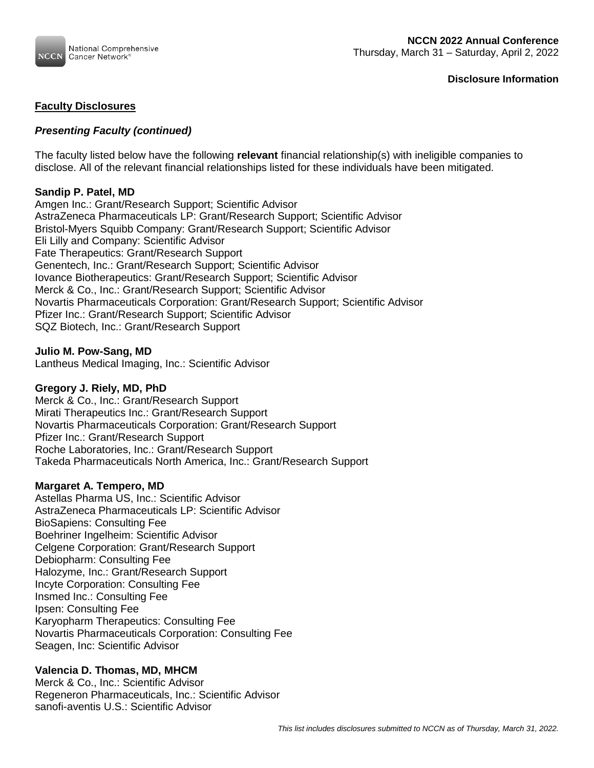## Faculty Disclosures

### *Presenting Faculty (continued)*

The faculty listed below have the following **relevant** financial relationship(s) with ineligible companies to disclose. All of the relevant financial relationships listed for these individuals have been mitigated.

**Sandip P. Patel, MD**
Amgen Inc.: Grant/Research Support; Scientific Advisor
AstraZeneca Pharmaceuticals LP: Grant/Research Support; Scientific Advisor
Bristol-Myers Squibb Company: Grant/Research Support; Scientific Advisor
Eli Lilly and Company: Scientific Advisor
Fate Therapeutics: Grant/Research Support
Genentech, Inc.: Grant/Research Support; Scientific Advisor
Iovance Biotherapeutics: Grant/Research Support; Scientific Advisor
Merck & Co., Inc.: Grant/Research Support; Scientific Advisor
Novartis Pharmaceuticals Corporation: Grant/Research Support; Scientific Advisor
Pfizer Inc.: Grant/Research Support; Scientific Advisor
SQZ Biotech, Inc.: Grant/Research Support

**Julio M. Pow-Sang, MD**
Lantheus Medical Imaging, Inc.: Scientific Advisor

**Gregory J. Riely, MD, PhD**
Merck & Co., Inc.: Grant/Research Support
Mirati Therapeutics Inc.: Grant/Research Support
Novartis Pharmaceuticals Corporation: Grant/Research Support
Pfizer Inc.: Grant/Research Support
Roche Laboratories, Inc.: Grant/Research Support
Takeda Pharmaceuticals North America, Inc.: Grant/Research Support

**Margaret A. Tempero, MD**
Astellas Pharma US, Inc.: Scientific Advisor
AstraZeneca Pharmaceuticals LP: Scientific Advisor
BioSapiens: Consulting Fee
Boehriner Ingelheim: Scientific Advisor
Celgene Corporation: Grant/Research Support
Debiopharm: Consulting Fee
Halozyme, Inc.: Grant/Research Support
Incyte Corporation: Consulting Fee
Insmed Inc.: Consulting Fee
Ipsen: Consulting Fee
Karyopharm Therapeutics: Consulting Fee
Novartis Pharmaceuticals Corporation: Consulting Fee
Seagen, Inc: Scientific Advisor

**Valencia D. Thomas, MD, MHCM**
Merck & Co., Inc.: Scientific Advisor
Regeneron Pharmaceuticals, Inc.: Scientific Advisor
sanofi-aventis U.S.: Scientific Advisor

*This list includes disclosures submitted to NCCN as of Thursday, March 31, 2022.*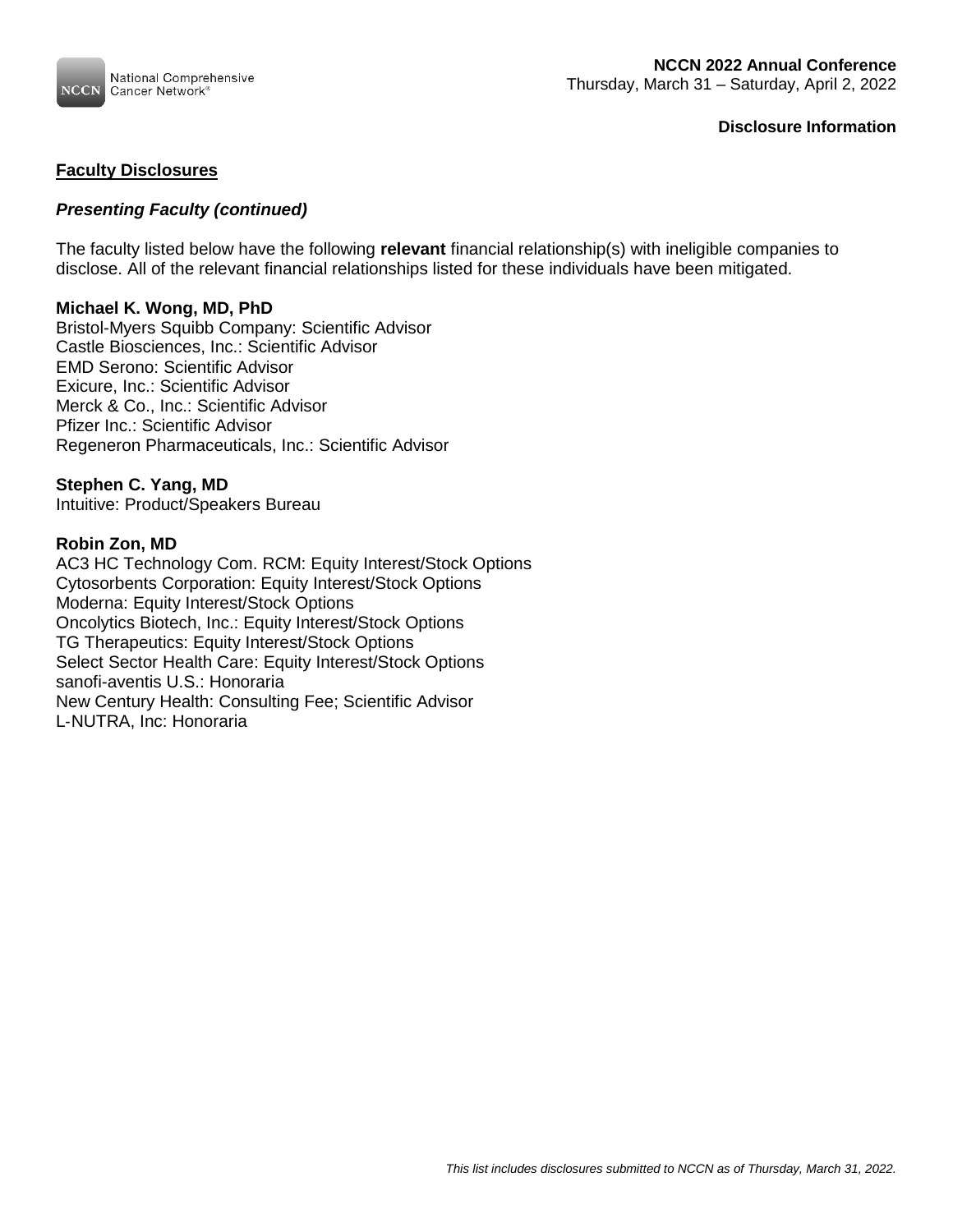## Faculty Disclosures

### *Presenting Faculty (continued)*

The faculty listed below have the following **relevant** financial relationship(s) with ineligible companies to disclose. All of the relevant financial relationships listed for these individuals have been mitigated.

**Michael K. Wong, MD, PhD**
Bristol-Myers Squibb Company: Scientific Advisor
Castle Biosciences, Inc.: Scientific Advisor
EMD Serono: Scientific Advisor
Exicure, Inc.: Scientific Advisor
Merck & Co., Inc.: Scientific Advisor
Pfizer Inc.: Scientific Advisor
Regeneron Pharmaceuticals, Inc.: Scientific Advisor

**Stephen C. Yang, MD**
Intuitive: Product/Speakers Bureau

**Robin Zon, MD**
AC3 HC Technology Com. RCM: Equity Interest/Stock Options
Cytosorbents Corporation: Equity Interest/Stock Options
Moderna: Equity Interest/Stock Options
Oncolytics Biotech, Inc.: Equity Interest/Stock Options
TG Therapeutics: Equity Interest/Stock Options
Select Sector Health Care: Equity Interest/Stock Options
sanofi-aventis U.S.: Honoraria
New Century Health: Consulting Fee; Scientific Advisor
L-NUTRA, Inc: Honoraria

*This list includes disclosures submitted to NCCN as of Thursday, March 31, 2022.*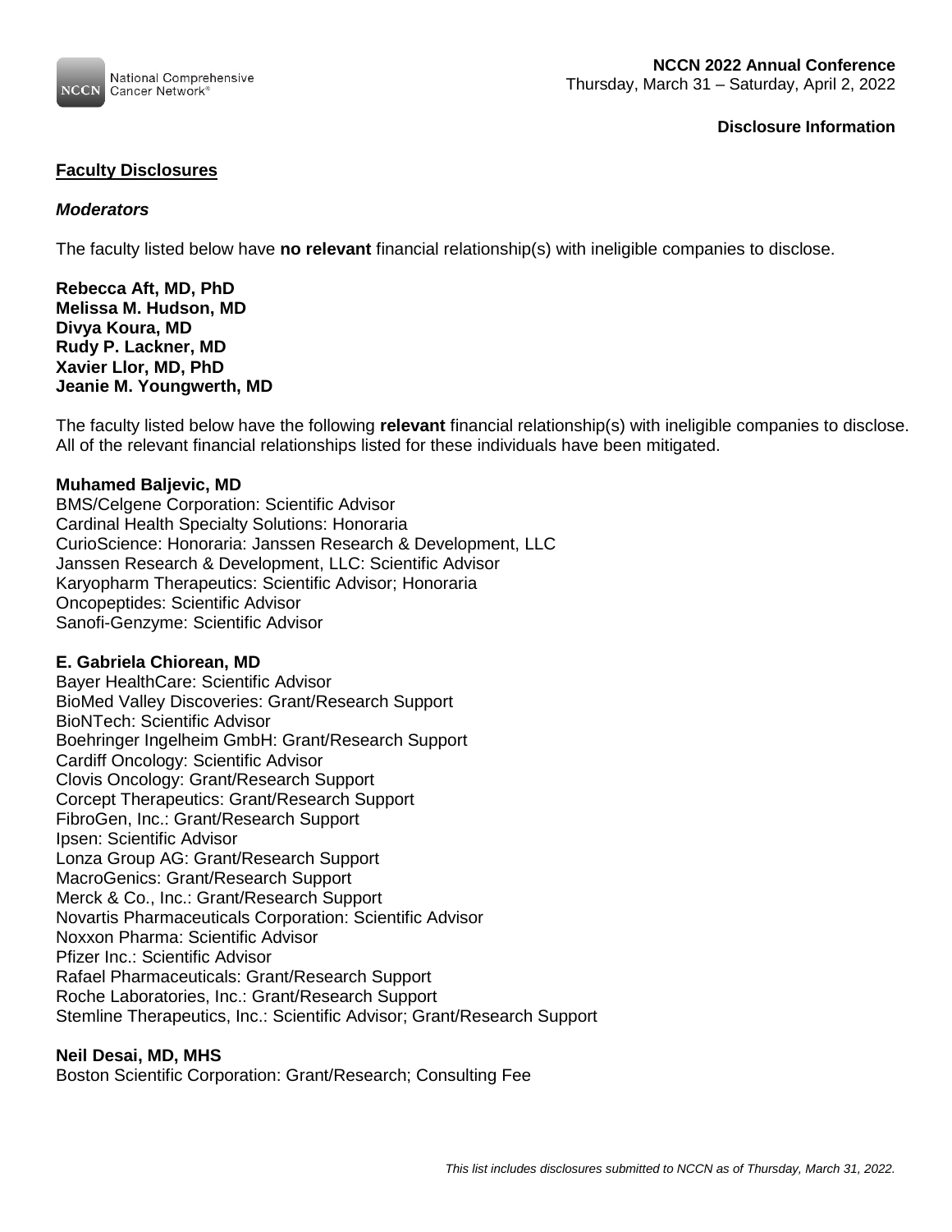## Faculty Disclosures

### *Moderators*

The faculty listed below have **no relevant** financial relationship(s) with ineligible companies to disclose.

**Rebecca Aft, MD, PhD**
**Melissa M. Hudson, MD**
**Divya Koura, MD**
**Rudy P. Lackner, MD**
**Xavier Llor, MD, PhD**
**Jeanie M. Youngwerth, MD**

The faculty listed below have the following **relevant** financial relationship(s) with ineligible companies to disclose. All of the relevant financial relationships listed for these individuals have been mitigated.

**Muhamed Baljevic, MD**
BMS/Celgene Corporation: Scientific Advisor
Cardinal Health Specialty Solutions: Honoraria
CurioScience: Honoraria: Janssen Research & Development, LLC
Janssen Research & Development, LLC: Scientific Advisor
Karyopharm Therapeutics: Scientific Advisor; Honoraria
Oncopeptides: Scientific Advisor
Sanofi-Genzyme: Scientific Advisor

**E. Gabriela Chiorean, MD**
Bayer HealthCare: Scientific Advisor
BioMed Valley Discoveries: Grant/Research Support
BioNTech: Scientific Advisor
Boehringer Ingelheim GmbH: Grant/Research Support
Cardiff Oncology: Scientific Advisor
Clovis Oncology: Grant/Research Support
Corcept Therapeutics: Grant/Research Support
FibroGen, Inc.: Grant/Research Support
Ipsen: Scientific Advisor
Lonza Group AG: Grant/Research Support
MacroGenics: Grant/Research Support
Merck & Co., Inc.: Grant/Research Support
Novartis Pharmaceuticals Corporation: Scientific Advisor
Noxxon Pharma: Scientific Advisor
Pfizer Inc.: Scientific Advisor
Rafael Pharmaceuticals: Grant/Research Support
Roche Laboratories, Inc.: Grant/Research Support
Stemline Therapeutics, Inc.: Scientific Advisor; Grant/Research Support

**Neil Desai, MD, MHS**
Boston Scientific Corporation: Grant/Research; Consulting Fee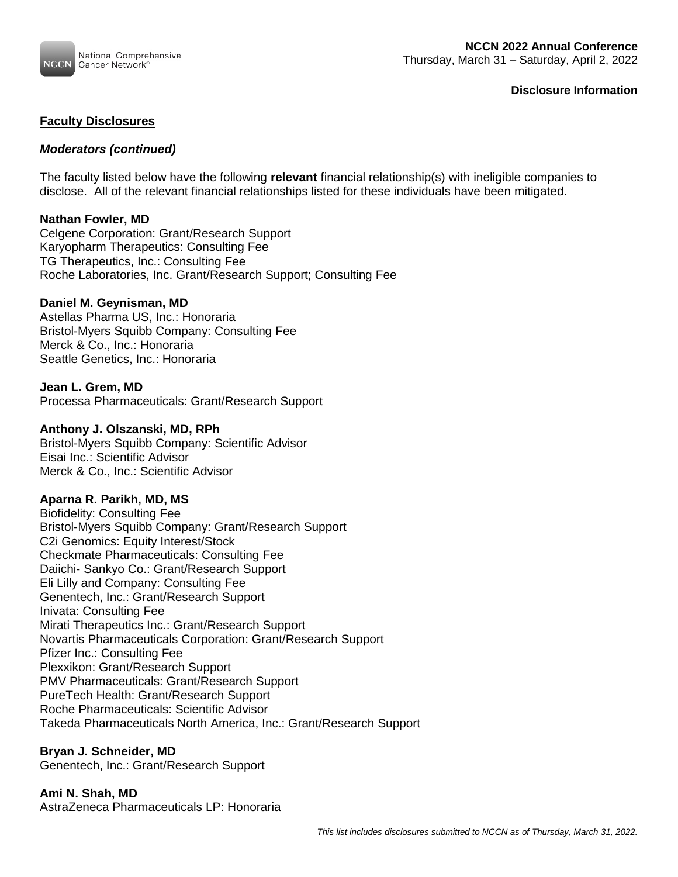**Disclosure Information**

## Faculty Disclosures

### *Moderators (continued)*

The faculty listed below have the following **relevant** financial relationship(s) with ineligible companies to disclose. All of the relevant financial relationships listed for these individuals have been mitigated.

**Nathan Fowler, MD**
Celgene Corporation: Grant/Research Support
Karyopharm Therapeutics: Consulting Fee
TG Therapeutics, Inc.: Consulting Fee
Roche Laboratories, Inc. Grant/Research Support; Consulting Fee

**Daniel M. Geynisman, MD**
Astellas Pharma US, Inc.: Honoraria
Bristol-Myers Squibb Company: Consulting Fee
Merck & Co., Inc.: Honoraria
Seattle Genetics, Inc.: Honoraria

**Jean L. Grem, MD**
Processa Pharmaceuticals: Grant/Research Support

**Anthony J. Olszanski, MD, RPh**
Bristol-Myers Squibb Company: Scientific Advisor
Eisai Inc.: Scientific Advisor
Merck & Co., Inc.: Scientific Advisor

**Aparna R. Parikh, MD, MS**
Biofidelity: Consulting Fee
Bristol-Myers Squibb Company: Grant/Research Support
C2i Genomics: Equity Interest/Stock
Checkmate Pharmaceuticals: Consulting Fee
Daiichi- Sankyo Co.: Grant/Research Support
Eli Lilly and Company: Consulting Fee
Genentech, Inc.: Grant/Research Support
Inivata: Consulting Fee
Mirati Therapeutics Inc.: Grant/Research Support
Novartis Pharmaceuticals Corporation: Grant/Research Support
Pfizer Inc.: Consulting Fee
Plexxikon: Grant/Research Support
PMV Pharmaceuticals: Grant/Research Support
PureTech Health: Grant/Research Support
Roche Pharmaceuticals: Scientific Advisor
Takeda Pharmaceuticals North America, Inc.: Grant/Research Support

**Bryan J. Schneider, MD**
Genentech, Inc.: Grant/Research Support

**Ami N. Shah, MD**
AstraZeneca Pharmaceuticals LP: Honoraria

*This list includes disclosures submitted to NCCN as of Thursday, March 31, 2022.*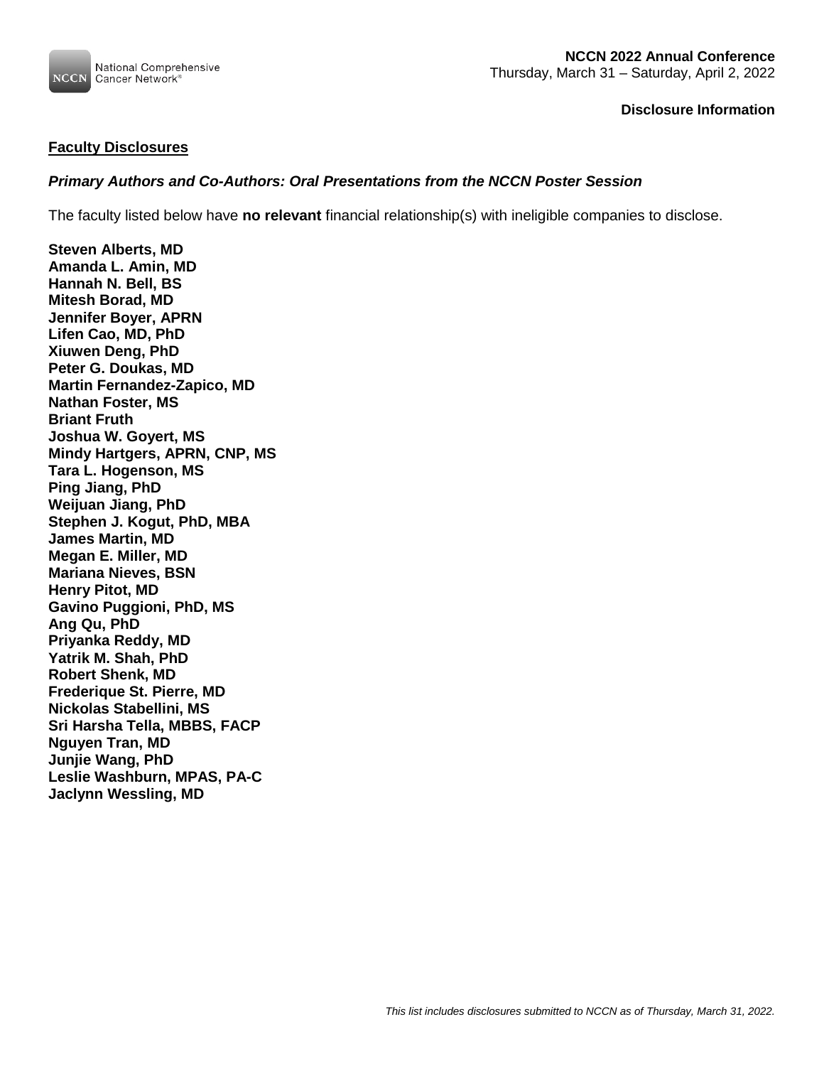**NCCN 2022 Annual Conference**
Thursday, March 31 – Saturday, April 2, 2022

**Disclosure Information**

## Faculty Disclosures

### *Primary Authors and Co-Authors: Oral Presentations from the NCCN Poster Session*

The faculty listed below have **no relevant** financial relationship(s) with ineligible companies to disclose.

**Steven Alberts, MD**
**Amanda L. Amin, MD**
**Hannah N. Bell, BS**
**Mitesh Borad, MD**
**Jennifer Boyer, APRN**
**Lifen Cao, MD, PhD**
**Xiuwen Deng, PhD**
**Peter G. Doukas, MD**
**Martin Fernandez-Zapico, MD**
**Nathan Foster, MS**
**Briant Fruth**
**Joshua W. Goyert, MS**
**Mindy Hartgers, APRN, CNP, MS**
**Tara L. Hogenson, MS**
**Ping Jiang, PhD**
**Weijuan Jiang, PhD**
**Stephen J. Kogut, PhD, MBA**
**James Martin, MD**
**Megan E. Miller, MD**
**Mariana Nieves, BSN**
**Henry Pitot, MD**
**Gavino Puggioni, PhD, MS**
**Ang Qu, PhD**
**Priyanka Reddy, MD**
**Yatrik M. Shah, PhD**
**Robert Shenk, MD**
**Frederique St. Pierre, MD**
**Nickolas Stabellini, MS**
**Sri Harsha Tella, MBBS, FACP**
**Nguyen Tran, MD**
**Junjie Wang, PhD**
**Leslie Washburn, MPAS, PA-C**
**Jaclynn Wessling, MD**

*This list includes disclosures submitted to NCCN as of Thursday, March 31, 2022.*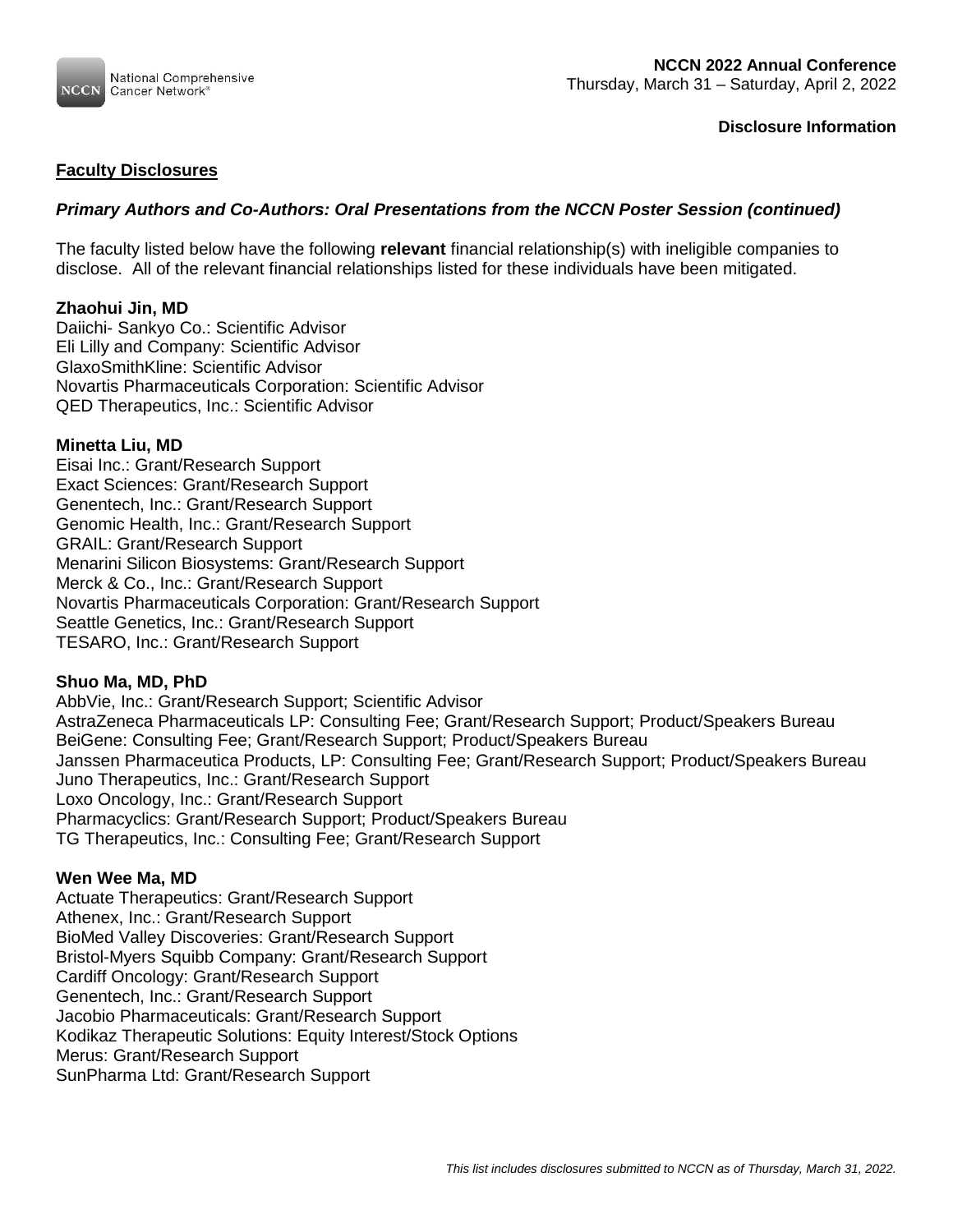**Disclosure Information**

## Faculty Disclosures

### *Primary Authors and Co-Authors: Oral Presentations from the NCCN Poster Session (continued)*

The faculty listed below have the following **relevant** financial relationship(s) with ineligible companies to disclose. All of the relevant financial relationships listed for these individuals have been mitigated.

**Zhaohui Jin, MD**
Daiichi- Sankyo Co.: Scientific Advisor
Eli Lilly and Company: Scientific Advisor
GlaxoSmithKline: Scientific Advisor
Novartis Pharmaceuticals Corporation: Scientific Advisor
QED Therapeutics, Inc.: Scientific Advisor

**Minetta Liu, MD**
Eisai Inc.: Grant/Research Support
Exact Sciences: Grant/Research Support
Genentech, Inc.: Grant/Research Support
Genomic Health, Inc.: Grant/Research Support
GRAIL: Grant/Research Support
Menarini Silicon Biosystems: Grant/Research Support
Merck & Co., Inc.: Grant/Research Support
Novartis Pharmaceuticals Corporation: Grant/Research Support
Seattle Genetics, Inc.: Grant/Research Support
TESARO, Inc.: Grant/Research Support

**Shuo Ma, MD, PhD**
AbbVie, Inc.: Grant/Research Support; Scientific Advisor
AstraZeneca Pharmaceuticals LP: Consulting Fee; Grant/Research Support; Product/Speakers Bureau
BeiGene: Consulting Fee; Grant/Research Support; Product/Speakers Bureau
Janssen Pharmaceutica Products, LP: Consulting Fee; Grant/Research Support; Product/Speakers Bureau
Juno Therapeutics, Inc.: Grant/Research Support
Loxo Oncology, Inc.: Grant/Research Support
Pharmacyclics: Grant/Research Support; Product/Speakers Bureau
TG Therapeutics, Inc.: Consulting Fee; Grant/Research Support

**Wen Wee Ma, MD**
Actuate Therapeutics: Grant/Research Support
Athenex, Inc.: Grant/Research Support
BioMed Valley Discoveries: Grant/Research Support
Bristol-Myers Squibb Company: Grant/Research Support
Cardiff Oncology: Grant/Research Support
Genentech, Inc.: Grant/Research Support
Jacobio Pharmaceuticals: Grant/Research Support
Kodikaz Therapeutic Solutions: Equity Interest/Stock Options
Merus: Grant/Research Support
SunPharma Ltd: Grant/Research Support

*This list includes disclosures submitted to NCCN as of Thursday, March 31, 2022.*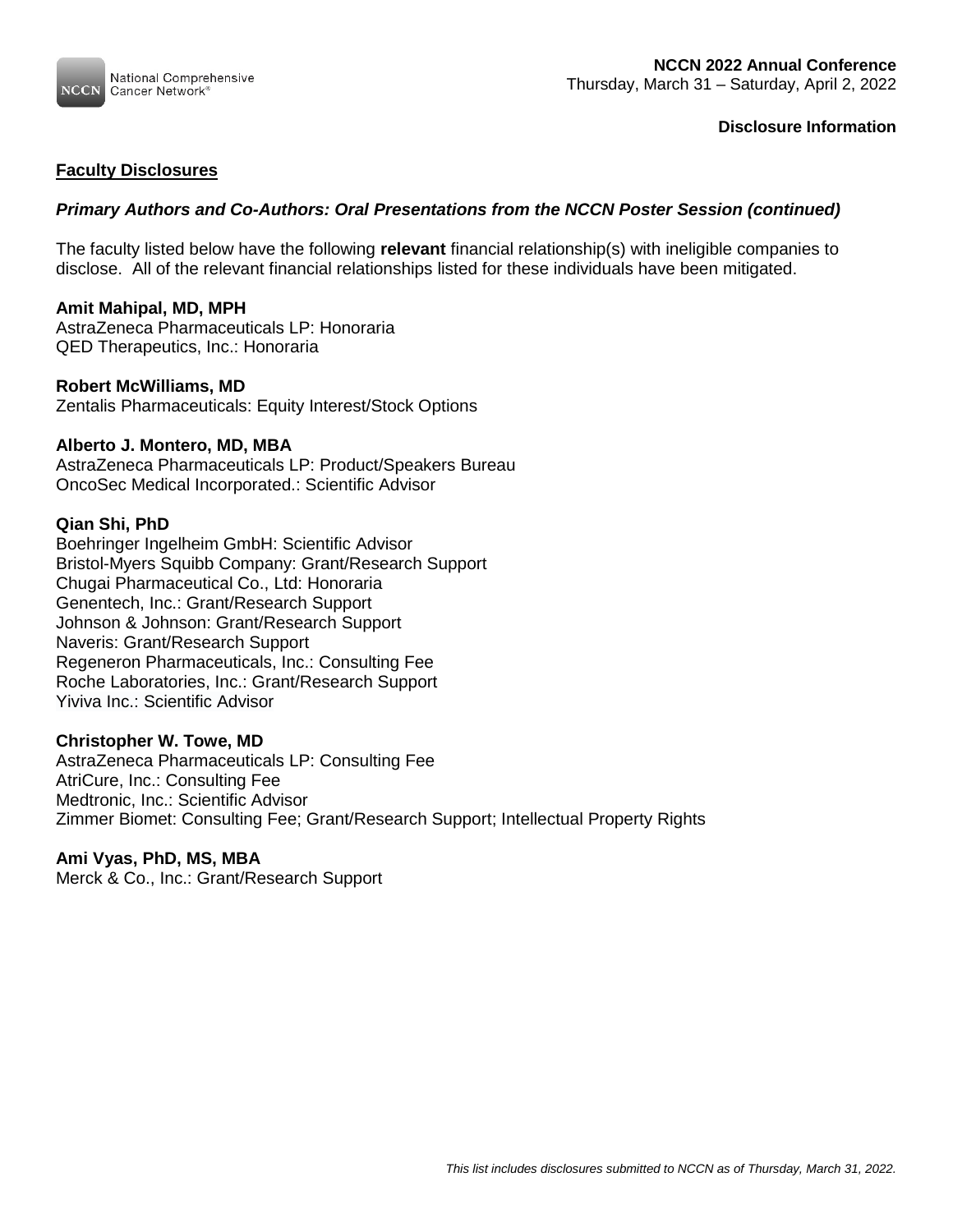**Disclosure Information**

## Faculty Disclosures

### *Primary Authors and Co-Authors: Oral Presentations from the NCCN Poster Session (continued)*

The faculty listed below have the following **relevant** financial relationship(s) with ineligible companies to disclose. All of the relevant financial relationships listed for these individuals have been mitigated.

**Amit Mahipal, MD, MPH**
AstraZeneca Pharmaceuticals LP: Honoraria
QED Therapeutics, Inc.: Honoraria

**Robert McWilliams, MD**
Zentalis Pharmaceuticals: Equity Interest/Stock Options

**Alberto J. Montero, MD, MBA**
AstraZeneca Pharmaceuticals LP: Product/Speakers Bureau
OncoSec Medical Incorporated.: Scientific Advisor

**Qian Shi, PhD**
Boehringer Ingelheim GmbH: Scientific Advisor
Bristol-Myers Squibb Company: Grant/Research Support
Chugai Pharmaceutical Co., Ltd: Honoraria
Genentech, Inc.: Grant/Research Support
Johnson & Johnson: Grant/Research Support
Naveris: Grant/Research Support
Regeneron Pharmaceuticals, Inc.: Consulting Fee
Roche Laboratories, Inc.: Grant/Research Support
Yiviva Inc.: Scientific Advisor

**Christopher W. Towe, MD**
AstraZeneca Pharmaceuticals LP: Consulting Fee
AtriCure, Inc.: Consulting Fee
Medtronic, Inc.: Scientific Advisor
Zimmer Biomet: Consulting Fee; Grant/Research Support; Intellectual Property Rights

**Ami Vyas, PhD, MS, MBA**
Merck & Co., Inc.: Grant/Research Support

*This list includes disclosures submitted to NCCN as of Thursday, March 31, 2022.*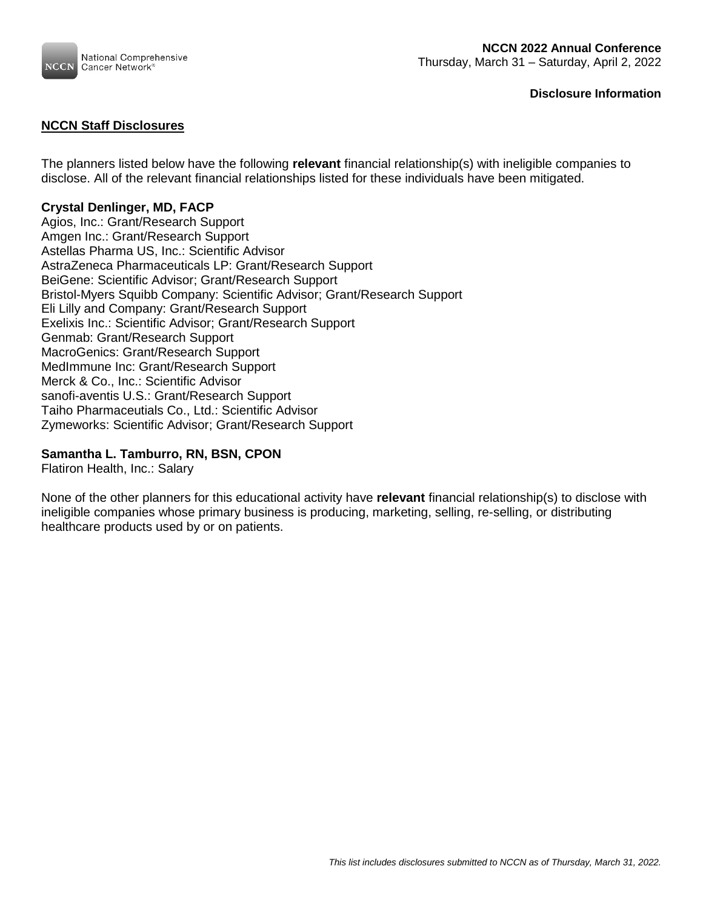## NCCN Staff Disclosures

The planners listed below have the following **relevant** financial relationship(s) with ineligible companies to disclose. All of the relevant financial relationships listed for these individuals have been mitigated.

**Crystal Denlinger, MD, FACP**
Agios, Inc.: Grant/Research Support
Amgen Inc.: Grant/Research Support
Astellas Pharma US, Inc.: Scientific Advisor
AstraZeneca Pharmaceuticals LP: Grant/Research Support
BeiGene: Scientific Advisor; Grant/Research Support
Bristol-Myers Squibb Company: Scientific Advisor; Grant/Research Support
Eli Lilly and Company: Grant/Research Support
Exelixis Inc.: Scientific Advisor; Grant/Research Support
Genmab: Grant/Research Support
MacroGenics: Grant/Research Support
MedImmune Inc: Grant/Research Support
Merck & Co., Inc.: Scientific Advisor
sanofi-aventis U.S.: Grant/Research Support
Taiho Pharmaceutials Co., Ltd.: Scientific Advisor
Zymeworks: Scientific Advisor; Grant/Research Support

**Samantha L. Tamburro, RN, BSN, CPON**
Flatiron Health, Inc.: Salary

None of the other planners for this educational activity have **relevant** financial relationship(s) to disclose with ineligible companies whose primary business is producing, marketing, selling, re-selling, or distributing healthcare products used by or on patients.

*This list includes disclosures submitted to NCCN as of Thursday, March 31, 2022.*